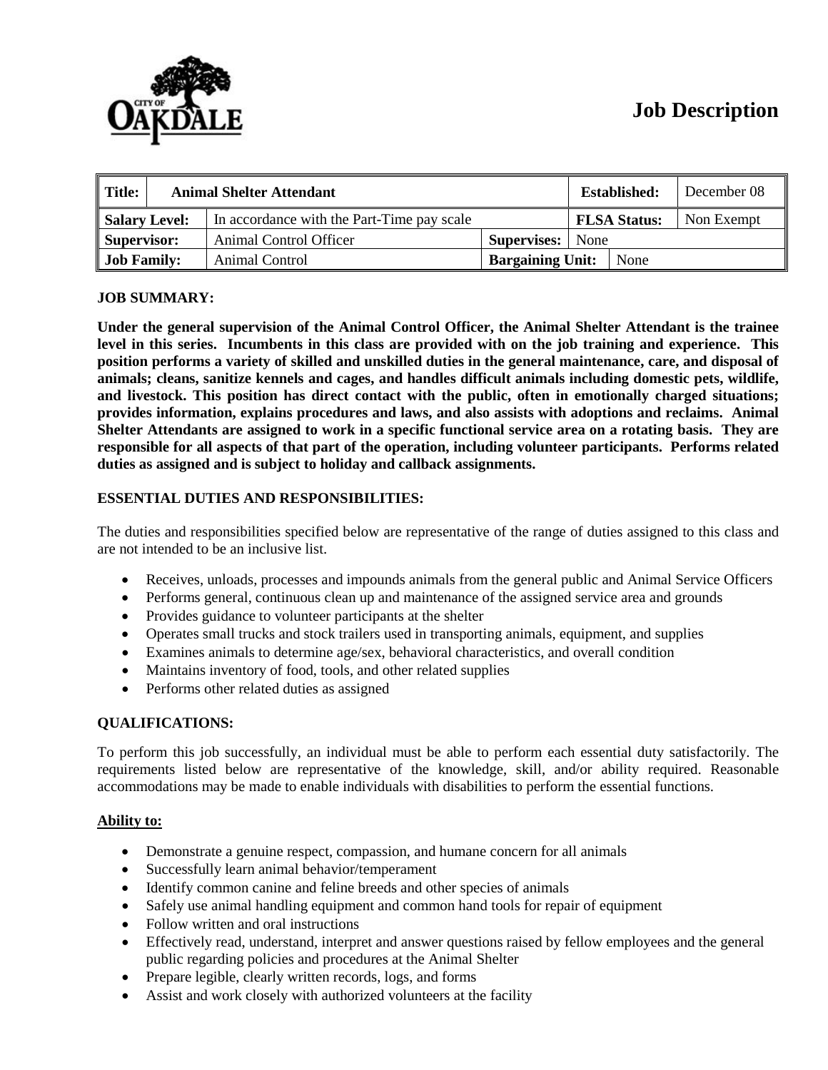CITY OF OAKDALE

# Job Description

| Title: | Animal Shelter Attendant | | | Established: | December 08 |
|---|---|---|---|---|---|
| Salary Level: | In accordance with the Part-Time pay scale | | | FLSA Status: | Non Exempt |
| Supervisor: | Animal Control Officer | Supervises: | None | | |
| Job Family: | Animal Control | Bargaining Unit: | None | | |

## JOB SUMMARY:

**Under the general supervision of the Animal Control Officer, the Animal Shelter Attendant is the trainee level in this series. Incumbents in this class are provided with on the job training and experience. This position performs a variety of skilled and unskilled duties in the general maintenance, care, and disposal of animals; cleans, sanitize kennels and cages, and handles difficult animals including domestic pets, wildlife, and livestock. This position has direct contact with the public, often in emotionally charged situations; provides information, explains procedures and laws, and also assists with adoptions and reclaims. Animal Shelter Attendants are assigned to work in a specific functional service area on a rotating basis. They are responsible for all aspects of that part of the operation, including volunteer participants. Performs related duties as assigned and is subject to holiday and callback assignments.**

## ESSENTIAL DUTIES AND RESPONSIBILITIES:

The duties and responsibilities specified below are representative of the range of duties assigned to this class and are not intended to be an inclusive list.

- Receives, unloads, processes and impounds animals from the general public and Animal Service Officers
- Performs general, continuous clean up and maintenance of the assigned service area and grounds
- Provides guidance to volunteer participants at the shelter
- Operates small trucks and stock trailers used in transporting animals, equipment, and supplies
- Examines animals to determine age/sex, behavioral characteristics, and overall condition
- Maintains inventory of food, tools, and other related supplies
- Performs other related duties as assigned

## QUALIFICATIONS:

To perform this job successfully, an individual must be able to perform each essential duty satisfactorily. The requirements listed below are representative of the knowledge, skill, and/or ability required. Reasonable accommodations may be made to enable individuals with disabilities to perform the essential functions.

### Ability to:

- Demonstrate a genuine respect, compassion, and humane concern for all animals
- Successfully learn animal behavior/temperament
- Identify common canine and feline breeds and other species of animals
- Safely use animal handling equipment and common hand tools for repair of equipment
- Follow written and oral instructions
- Effectively read, understand, interpret and answer questions raised by fellow employees and the general public regarding policies and procedures at the Animal Shelter
- Prepare legible, clearly written records, logs, and forms
- Assist and work closely with authorized volunteers at the facility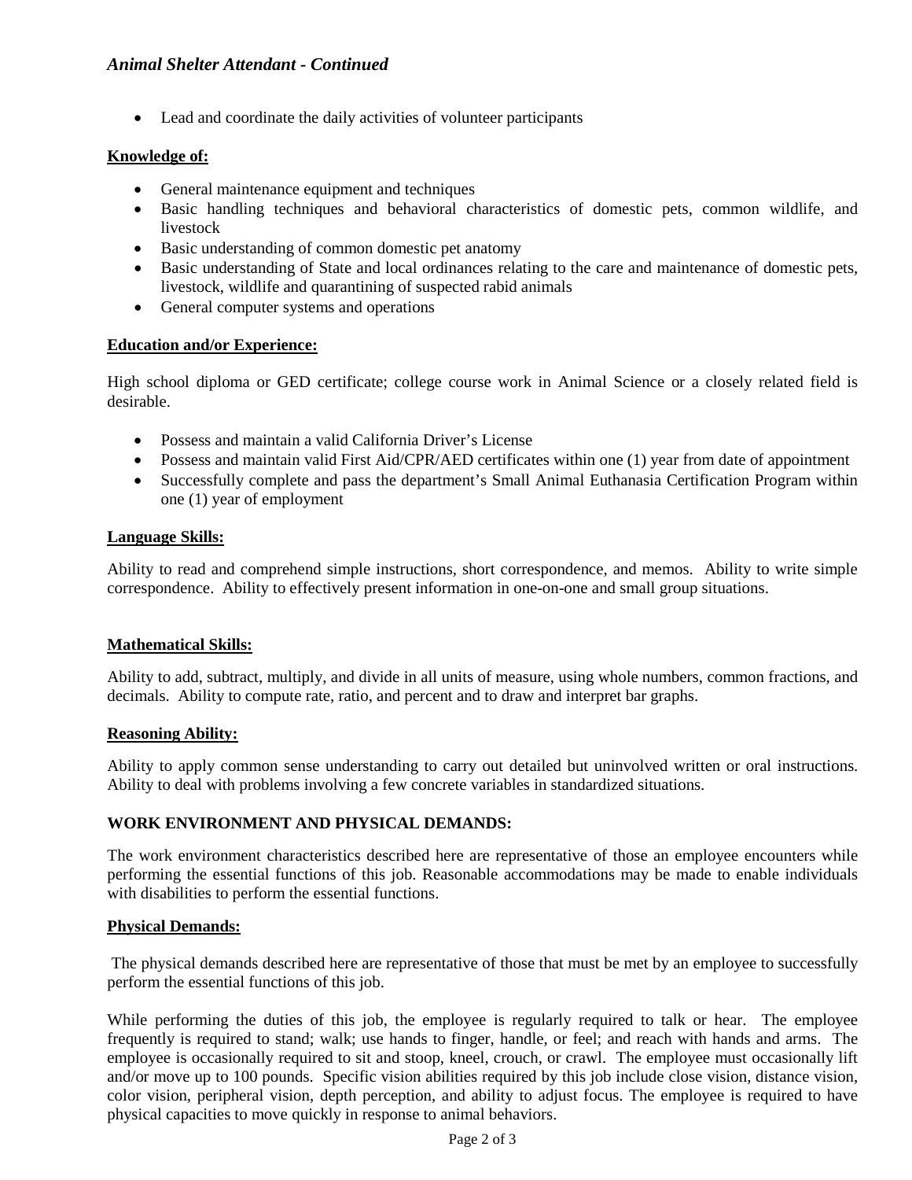*Animal Shelter Attendant - Continued*

- Lead and coordinate the daily activities of volunteer participants

**Knowledge of:**

- General maintenance equipment and techniques
- Basic handling techniques and behavioral characteristics of domestic pets, common wildlife, and livestock
- Basic understanding of common domestic pet anatomy
- Basic understanding of State and local ordinances relating to the care and maintenance of domestic pets, livestock, wildlife and quarantining of suspected rabid animals
- General computer systems and operations

**Education and/or Experience:**

High school diploma or GED certificate; college course work in Animal Science or a closely related field is desirable.

- Possess and maintain a valid California Driver's License
- Possess and maintain valid First Aid/CPR/AED certificates within one (1) year from date of appointment
- Successfully complete and pass the department's Small Animal Euthanasia Certification Program within one (1) year of employment

**Language Skills:**

Ability to read and comprehend simple instructions, short correspondence, and memos. Ability to write simple correspondence. Ability to effectively present information in one-on-one and small group situations.

**Mathematical Skills:**

Ability to add, subtract, multiply, and divide in all units of measure, using whole numbers, common fractions, and decimals. Ability to compute rate, ratio, and percent and to draw and interpret bar graphs.

**Reasoning Ability:**

Ability to apply common sense understanding to carry out detailed but uninvolved written or oral instructions. Ability to deal with problems involving a few concrete variables in standardized situations.

**WORK ENVIRONMENT AND PHYSICAL DEMANDS:**

The work environment characteristics described here are representative of those an employee encounters while performing the essential functions of this job. Reasonable accommodations may be made to enable individuals with disabilities to perform the essential functions.

**Physical Demands:**

The physical demands described here are representative of those that must be met by an employee to successfully perform the essential functions of this job.

While performing the duties of this job, the employee is regularly required to talk or hear. The employee frequently is required to stand; walk; use hands to finger, handle, or feel; and reach with hands and arms. The employee is occasionally required to sit and stoop, kneel, crouch, or crawl. The employee must occasionally lift and/or move up to 100 pounds. Specific vision abilities required by this job include close vision, distance vision, color vision, peripheral vision, depth perception, and ability to adjust focus. The employee is required to have physical capacities to move quickly in response to animal behaviors.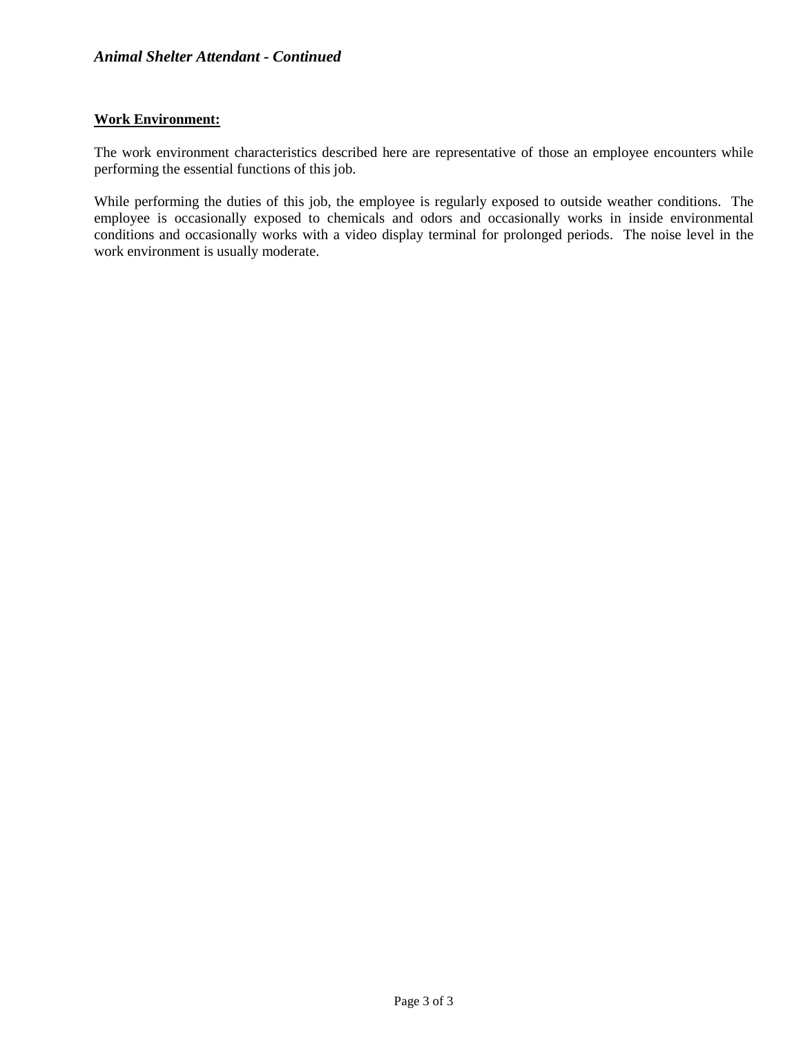**Work Environment:**

The work environment characteristics described here are representative of those an employee encounters while performing the essential functions of this job.

While performing the duties of this job, the employee is regularly exposed to outside weather conditions. The employee is occasionally exposed to chemicals and odors and occasionally works in inside environmental conditions and occasionally works with a video display terminal for prolonged periods. The noise level in the work environment is usually moderate.